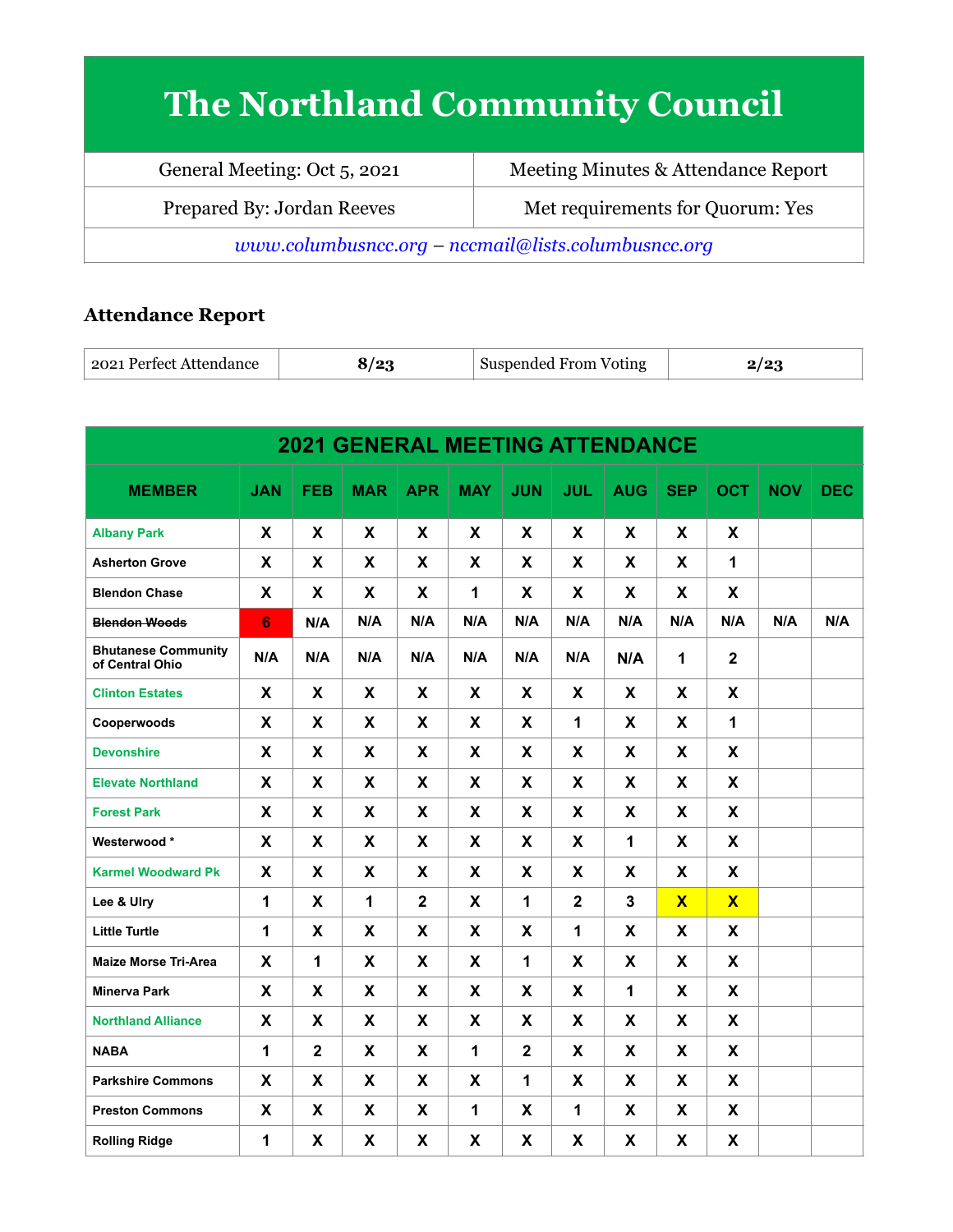# The Northland Community Council

| General Meeting: Oct 5, 2021 | Meeting Minutes & Attendance Report |
|---|---|
| Prepared By: Jordan Reeves | Met requirements for Quorum: Yes |

*www.columbusncc.org – nccmail@lists.columbusncc.org*

## Attendance Report

| 2021 Perfect Attendance | 8/23 | Suspended From Voting | 2/23 |
|---|---|---|---|

**2021 GENERAL MEETING ATTENDANCE**

| MEMBER | JAN | FEB | MAR | APR | MAY | JUN | JUL | AUG | SEP | OCT | NOV | DEC |
|---|---|---|---|---|---|---|---|---|---|---|---|---|
| Albany Park | X | X | X | X | X | X | X | X | X | X | | |
| Asherton Grove | X | X | X | X | X | X | X | X | X | 1 | | |
| Blendon Chase | X | X | X | X | 1 | X | X | X | X | X | | |
| ~~Blendon Woods~~ | 6 | N/A | N/A | N/A | N/A | N/A | N/A | N/A | N/A | N/A | N/A | N/A |
| Bhutanese Community of Central Ohio | N/A | N/A | N/A | N/A | N/A | N/A | N/A | N/A | 1 | 2 | | |
| Clinton Estates | X | X | X | X | X | X | X | X | X | X | | |
| Cooperwoods | X | X | X | X | X | X | 1 | X | X | 1 | | |
| Devonshire | X | X | X | X | X | X | X | X | X | X | | |
| Elevate Northland | X | X | X | X | X | X | X | X | X | X | | |
| Forest Park | X | X | X | X | X | X | X | X | X | X | | |
| Westerwood * | X | X | X | X | X | X | X | 1 | X | X | | |
| Karmel Woodward Pk | X | X | X | X | X | X | X | X | X | X | | |
| Lee & Ulry | 1 | X | 1 | 2 | X | 1 | 2 | 3 | X | X | | |
| Little Turtle | 1 | X | X | X | X | X | 1 | X | X | X | | |
| Maize Morse Tri-Area | X | 1 | X | X | X | 1 | X | X | X | X | | |
| Minerva Park | X | X | X | X | X | X | X | 1 | X | X | | |
| Northland Alliance | X | X | X | X | X | X | X | X | X | X | | |
| NABA | 1 | 2 | X | X | 1 | 2 | X | X | X | X | | |
| Parkshire Commons | X | X | X | X | X | 1 | X | X | X | X | | |
| Preston Commons | X | X | X | X | 1 | X | 1 | X | X | X | | |
| Rolling Ridge | 1 | X | X | X | X | X | X | X | X | X | | |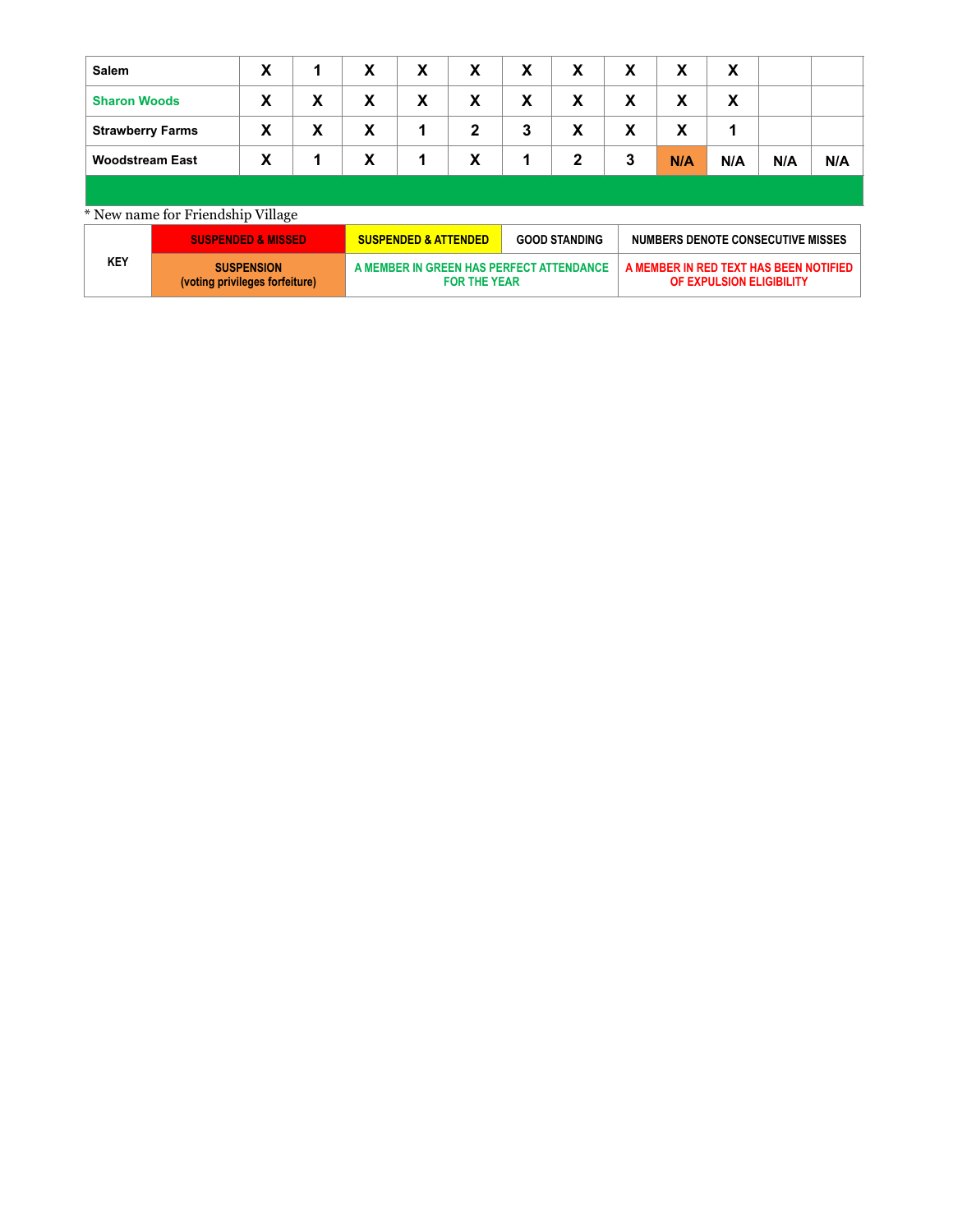| Salem | X | 1 | X | X | X | X | X | X | X | X | | |
|---|---|---|---|---|---|---|---|---|---|---|---|---|
| Sharon Woods | X | X | X | X | X | X | X | X | X | X | | |
| Strawberry Farms | X | X | X | 1 | 2 | 3 | X | X | X | 1 | | |
| Woodstream East | X | 1 | X | 1 | X | 1 | 2 | 3 | N/A | N/A | N/A | N/A |

* New name for Friendship Village

| KEY | SUSPENDED & MISSED | SUSPENDED & ATTENDED | GOOD STANDING | NUMBERS DENOTE CONSECUTIVE MISSES |
|---|---|---|---|---|
| | SUSPENSION (voting privileges forfeiture) | A MEMBER IN GREEN HAS PERFECT ATTENDANCE FOR THE YEAR | | A MEMBER IN RED TEXT HAS BEEN NOTIFIED OF EXPULSION ELIGIBILITY |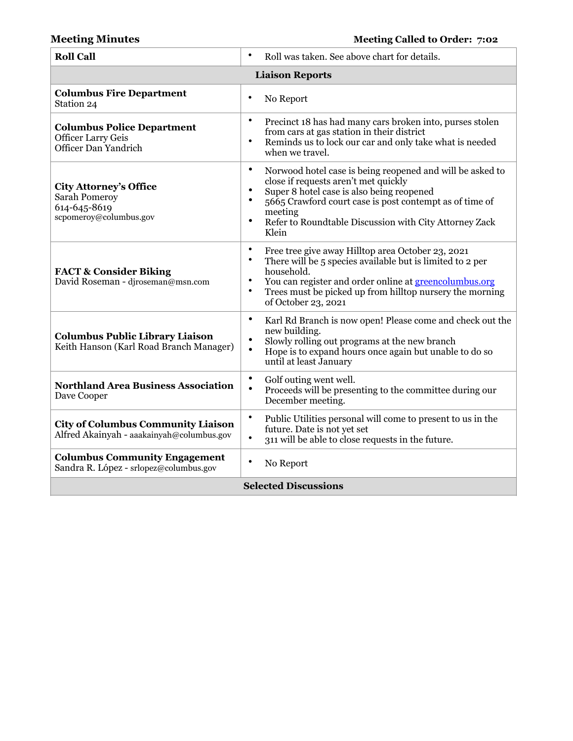**Meeting Minutes** **Meeting Called to Order: 7:02**

| **Roll Call** | • Roll was taken. See above chart for details. |
|---|---|
| **Liaison Reports** | |
| **Columbus Fire Department**<br>Station 24 | • No Report |
| **Columbus Police Department**<br>Officer Larry Geis<br>Officer Dan Yandrich | • Precinct 18 has had many cars broken into, purses stolen from cars at gas station in their district<br>• Reminds us to lock our car and only take what is needed when we travel. |
| **City Attorney's Office**<br>Sarah Pomeroy<br>614-645-8619<br>scpomeroy@columbus.gov | • Norwood hotel case is being reopened and will be asked to close if requests aren't met quickly<br>• Super 8 hotel case is also being reopened<br>• 5665 Crawford court case is post contempt as of time of meeting<br>• Refer to Roundtable Discussion with City Attorney Zack Klein |
| **FACT & Consider Biking**<br>David Roseman - djroseman@msn.com | • Free tree give away Hilltop area October 23, 2021<br>• There will be 5 species available but is limited to 2 per household.<br>• You can register and order online at greencolumbus.org<br>• Trees must be picked up from hilltop nursery the morning of October 23, 2021 |
| **Columbus Public Library Liaison**<br>Keith Hanson (Karl Road Branch Manager) | • Karl Rd Branch is now open! Please come and check out the new building.<br>• Slowly rolling out programs at the new branch<br>• Hope is to expand hours once again but unable to do so until at least January |
| **Northland Area Business Association**<br>Dave Cooper | • Golf outing went well.<br>• Proceeds will be presenting to the committee during our December meeting. |
| **City of Columbus Community Liaison**<br>Alfred Akainyah - aaakainyah@columbus.gov | • Public Utilities personal will come to present to us in the future. Date is not yet set<br>• 311 will be able to close requests in the future. |
| **Columbus Community Engagement**<br>Sandra R. López - srlopez@columbus.gov | • No Report |
| **Selected Discussions** | |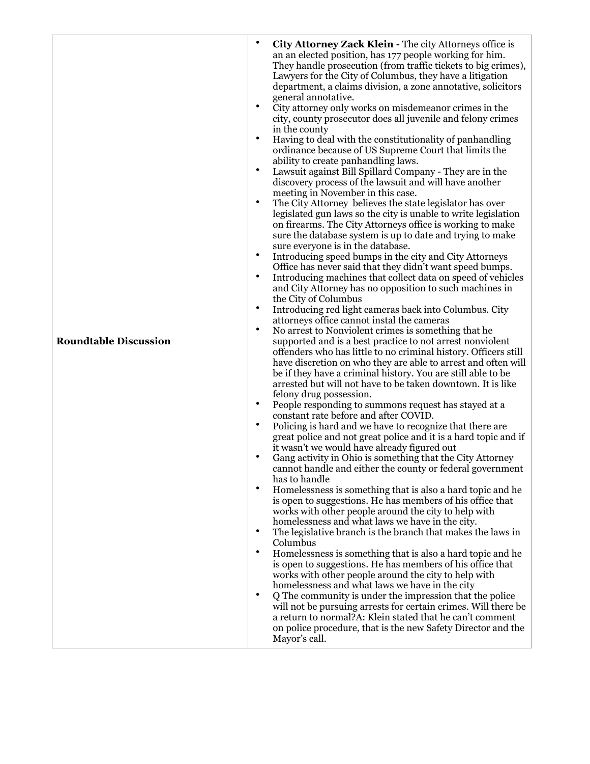| | |
|---|---|
| **Roundtable Discussion** | • **City Attorney Zack Klein -** The city Attorneys office is an an elected position, has 177 people working for him. They handle prosecution (from traffic tickets to big crimes), Lawyers for the City of Columbus, they have a litigation department, a claims division, a zone annotative, solicitors general annotative.<br>• City attorney only works on misdemeanor crimes in the city, county prosecutor does all juvenile and felony crimes in the county<br>• Having to deal with the constitutionality of panhandling ordinance because of US Supreme Court that limits the ability to create panhandling laws.<br>• Lawsuit against Bill Spillard Company - They are in the discovery process of the lawsuit and will have another meeting in November in this case.<br>• The City Attorney believes the state legislator has over legislated gun laws so the city is unable to write legislation on firearms. The City Attorneys office is working to make sure the database system is up to date and trying to make sure everyone is in the database.<br>• Introducing speed bumps in the city and City Attorneys Office has never said that they didn't want speed bumps.<br>• Introducing machines that collect data on speed of vehicles and City Attorney has no opposition to such machines in the City of Columbus<br>• Introducing red light cameras back into Columbus. City attorneys office cannot instal the cameras<br>• No arrest to Nonviolent crimes is something that he supported and is a best practice to not arrest nonviolent offenders who has little to no criminal history. Officers still have discretion on who they are able to arrest and often will be if they have a criminal history. You are still able to be arrested but will not have to be taken downtown. It is like felony drug possession.<br>• People responding to summons request has stayed at a constant rate before and after COVID.<br>• Policing is hard and we have to recognize that there are great police and not great police and it is a hard topic and if it wasn't we would have already figured out<br>• Gang activity in Ohio is something that the City Attorney cannot handle and either the county or federal government has to handle<br>• Homelessness is something that is also a hard topic and he is open to suggestions. He has members of his office that works with other people around the city to help with homelessness and what laws we have in the city.<br>• The legislative branch is the branch that makes the laws in Columbus<br>• Homelessness is something that is also a hard topic and he is open to suggestions. He has members of his office that works with other people around the city to help with homelessness and what laws we have in the city<br>• Q The community is under the impression that the police will not be pursuing arrests for certain crimes. Will there be a return to normal?A: Klein stated that he can't comment on police procedure, that is the new Safety Director and the Mayor's call. |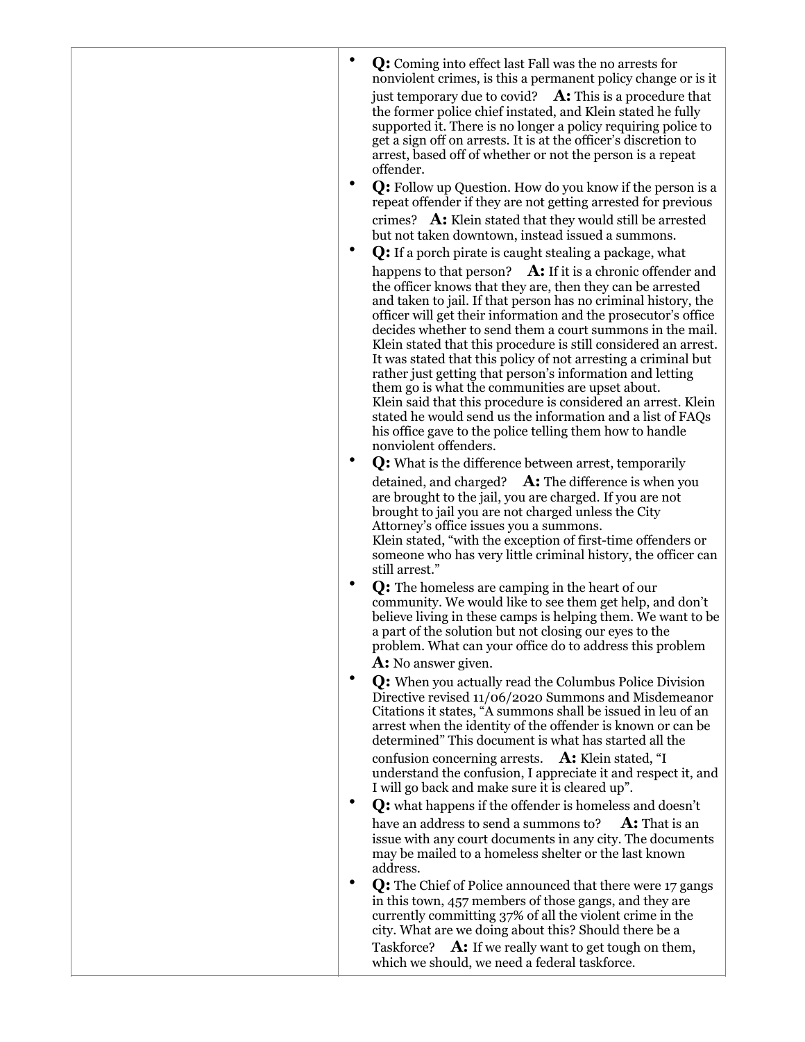| | |
|---|---|
| | • **Q:** Coming into effect last Fall was the no arrests for nonviolent crimes, is this a permanent policy change or is it just temporary due to covid? **A:** This is a procedure that the former police chief instated, and Klein stated he fully supported it. There is no longer a policy requiring police to get a sign off on arrests. It is at the officer's discretion to arrest, based off of whether or not the person is a repeat offender.<br>• **Q:** Follow up Question. How do you know if the person is a repeat offender if they are not getting arrested for previous crimes? **A:** Klein stated that they would still be arrested but not taken downtown, instead issued a summons.<br>• **Q:** If a porch pirate is caught stealing a package, what happens to that person? **A:** If it is a chronic offender and the officer knows that they are, then they can be arrested and taken to jail. If that person has no criminal history, the officer will get their information and the prosecutor's office decides whether to send them a court summons in the mail. Klein stated that this procedure is still considered an arrest. It was stated that this policy of not arresting a criminal but rather just getting that person's information and letting them go is what the communities are upset about. Klein said that this procedure is considered an arrest. Klein stated he would send us the information and a list of FAQs his office gave to the police telling them how to handle nonviolent offenders.<br>• **Q:** What is the difference between arrest, temporarily detained, and charged? **A:** The difference is when you are brought to the jail, you are charged. If you are not brought to jail you are not charged unless the City Attorney's office issues you a summons. Klein stated, "with the exception of first-time offenders or someone who has very little criminal history, the officer can still arrest."<br>• **Q:** The homeless are camping in the heart of our community. We would like to see them get help, and don't believe living in these camps is helping them. We want to be a part of the solution but not closing our eyes to the problem. What can your office do to address this problem **A:** No answer given.<br>• **Q:** When you actually read the Columbus Police Division Directive revised 11/06/2020 Summons and Misdemeanor Citations it states, "A summons shall be issued in leu of an arrest when the identity of the offender is known or can be determined" This document is what has started all the confusion concerning arrests. **A:** Klein stated, "I understand the confusion, I appreciate it and respect it, and I will go back and make sure it is cleared up".<br>• **Q:** what happens if the offender is homeless and doesn't have an address to send a summons to? **A:** That is an issue with any court documents in any city. The documents may be mailed to a homeless shelter or the last known address.<br>• **Q:** The Chief of Police announced that there were 17 gangs in this town, 457 members of those gangs, and they are currently committing 37% of all the violent crime in the city. What are we doing about this? Should there be a Taskforce? **A:** If we really want to get tough on them, which we should, we need a federal taskforce. |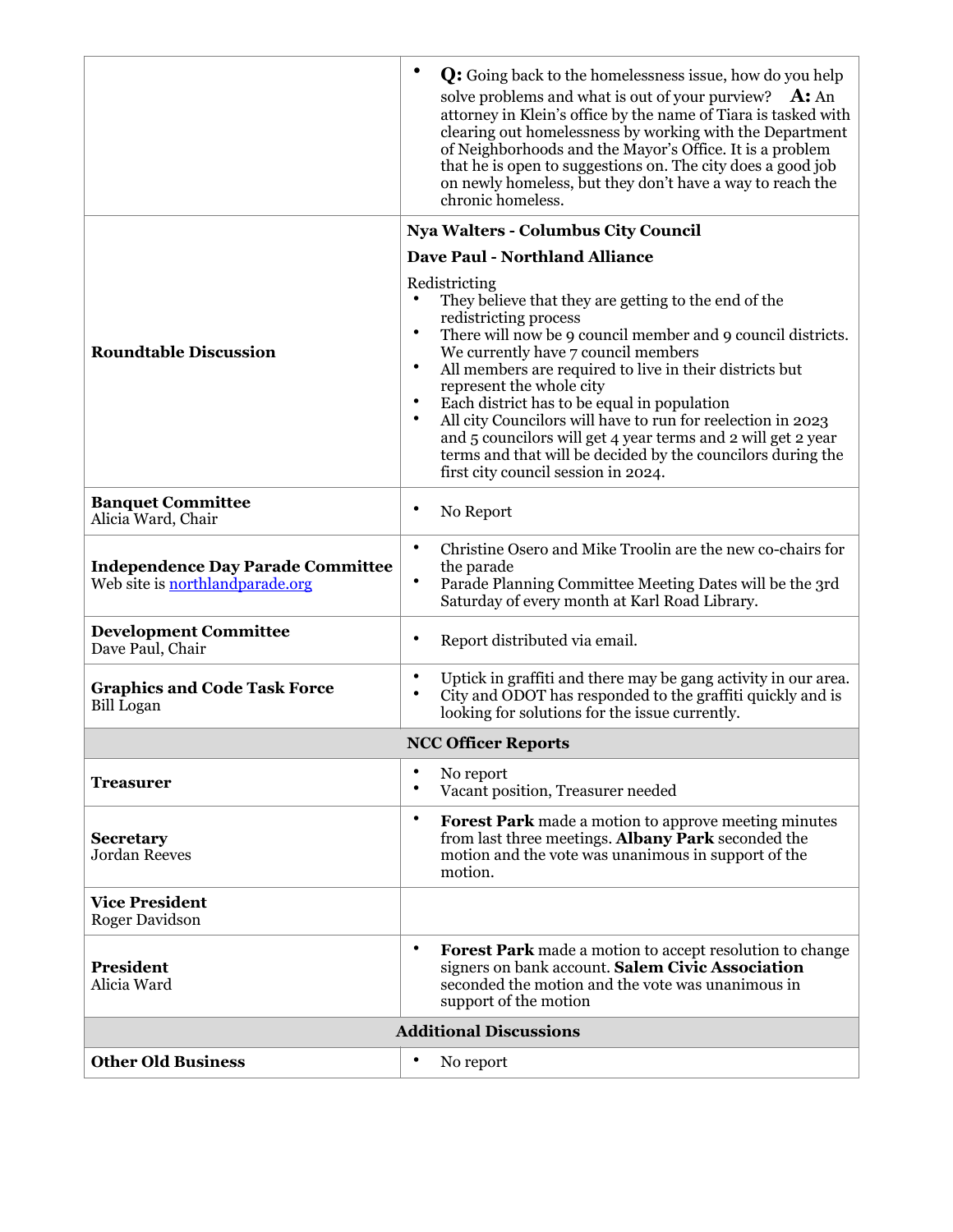| | |
|---|---|
| | • **Q:** Going back to the homelessness issue, how do you help solve problems and what is out of your purview? **A:** An attorney in Klein's office by the name of Tiara is tasked with clearing out homelessness by working with the Department of Neighborhoods and the Mayor's Office. It is a problem that he is open to suggestions on. The city does a good job on newly homeless, but they don't have a way to reach the chronic homeless. |
| **Roundtable Discussion** | **Nya Walters - Columbus City Council**<br>**Dave Paul - Northland Alliance**<br>Redistricting<br>• They believe that they are getting to the end of the redistricting process<br>• There will now be 9 council member and 9 council districts. We currently have 7 council members<br>• All members are required to live in their districts but represent the whole city<br>• Each district has to be equal in population<br>• All city Councilors will have to run for reelection in 2023 and 5 councilors will get 4 year terms and 2 will get 2 year terms and that will be decided by the councilors during the first city council session in 2024. |
| **Banquet Committee**<br>Alicia Ward, Chair | • No Report |
| **Independence Day Parade Committee**<br>Web site is [northlandparade.org](northlandparade.org) | • Christine Osero and Mike Troolin are the new co-chairs for the parade<br>• Parade Planning Committee Meeting Dates will be the 3rd Saturday of every month at Karl Road Library. |
| **Development Committee**<br>Dave Paul, Chair | • Report distributed via email. |
| **Graphics and Code Task Force**<br>Bill Logan | • Uptick in graffiti and there may be gang activity in our area.<br>• City and ODOT has responded to the graffiti quickly and is looking for solutions for the issue currently. |
| **NCC Officer Reports** | |
| **Treasurer** | • No report<br>• Vacant position, Treasurer needed |
| **Secretary**<br>Jordan Reeves | • **Forest Park** made a motion to approve meeting minutes from last three meetings. **Albany Park** seconded the motion and the vote was unanimous in support of the motion. |
| **Vice President**<br>Roger Davidson | |
| **President**<br>Alicia Ward | • **Forest Park** made a motion to accept resolution to change signers on bank account. **Salem Civic Association** seconded the motion and the vote was unanimous in support of the motion |
| **Additional Discussions** | |
| **Other Old Business** | • No report |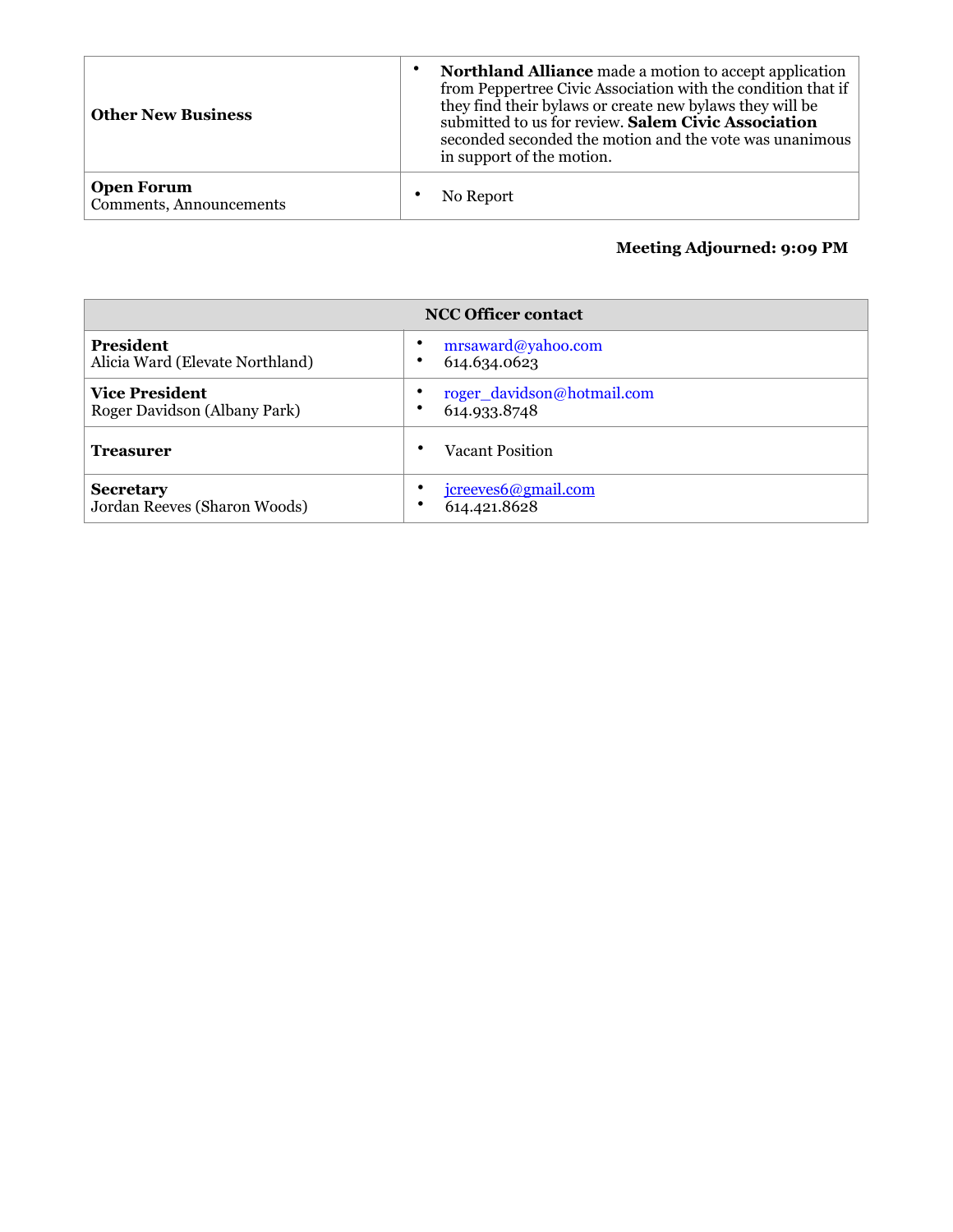| | |
|---|---|
| **Other New Business** | • **Northland Alliance** made a motion to accept application from Peppertree Civic Association with the condition that if they find their bylaws or create new bylaws they will be submitted to us for review. **Salem Civic Association** seconded seconded the motion and the vote was unanimous in support of the motion. |
| **Open Forum**<br>Comments, Announcements | • No Report |

**Meeting Adjourned: 9:09 PM**

| **NCC Officer contact** | |
|---|---|
| **President**<br>Alicia Ward (Elevate Northland) | • mrsaward@yahoo.com<br>• 614.634.0623 |
| **Vice President**<br>Roger Davidson (Albany Park) | • roger_davidson@hotmail.com<br>• 614.933.8748 |
| **Treasurer** | • Vacant Position |
| **Secretary**<br>Jordan Reeves (Sharon Woods) | • jcreeves6@gmail.com<br>• 614.421.8628 |